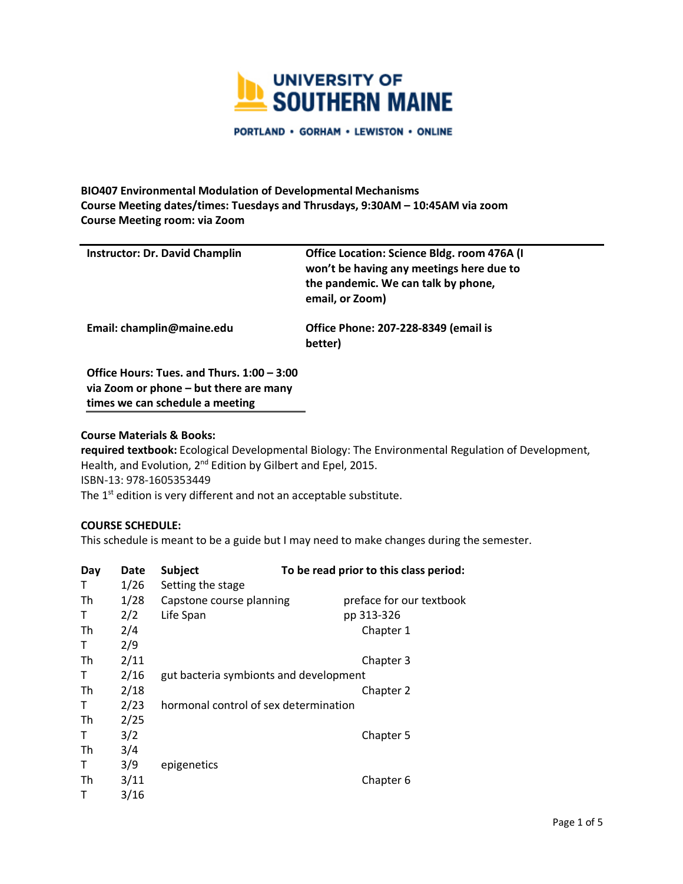UNIVERSITY OF SOUTHERN MAINE

PORTLAND • GORHAM • LEWISTON • ONLINE

**BIO407 Environmental Modulation of Developmental Mechanisms**
**Course Meeting dates/times: Tuesdays and Thursdays, 9:30AM – 10:45AM via zoom**
**Course Meeting room: via Zoom**

| | |
|---|---|
| **Instructor: Dr. David Champlin** | **Office Location: Science Bldg. room 476A (I won't be having any meetings here due to the pandemic. We can talk by phone, email, or Zoom)** |
| **Email: champlin@maine.edu** | **Office Phone: 207-228-8349 (email is better)** |
| **Office Hours: Tues. and Thurs. 1:00 – 3:00 via Zoom or phone – but there are many times we can schedule a meeting** | |

**Course Materials & Books:**
**required textbook:** Ecological Developmental Biology: The Environmental Regulation of Development, Health, and Evolution, 2nd Edition by Gilbert and Epel, 2015.
ISBN-13: 978-1605353449
The 1st edition is very different and not an acceptable substitute.

**COURSE SCHEDULE:**
This schedule is meant to be a guide but I may need to make changes during the semester.

| Day | Date | Subject | To be read prior to this class period: |
|---|---|---|---|
| T | 1/26 | Setting the stage | |
| Th | 1/28 | Capstone course planning | preface for our textbook |
| T | 2/2 | Life Span | pp 313-326 |
| Th | 2/4 | | Chapter 1 |
| T | 2/9 | | |
| Th | 2/11 | | Chapter 3 |
| T | 2/16 | gut bacteria symbionts and development | |
| Th | 2/18 | | Chapter 2 |
| T | 2/23 | hormonal control of sex determination | |
| Th | 2/25 | | |
| T | 3/2 | | Chapter 5 |
| Th | 3/4 | | |
| T | 3/9 | epigenetics | |
| Th | 3/11 | | Chapter 6 |
| T | 3/16 | | |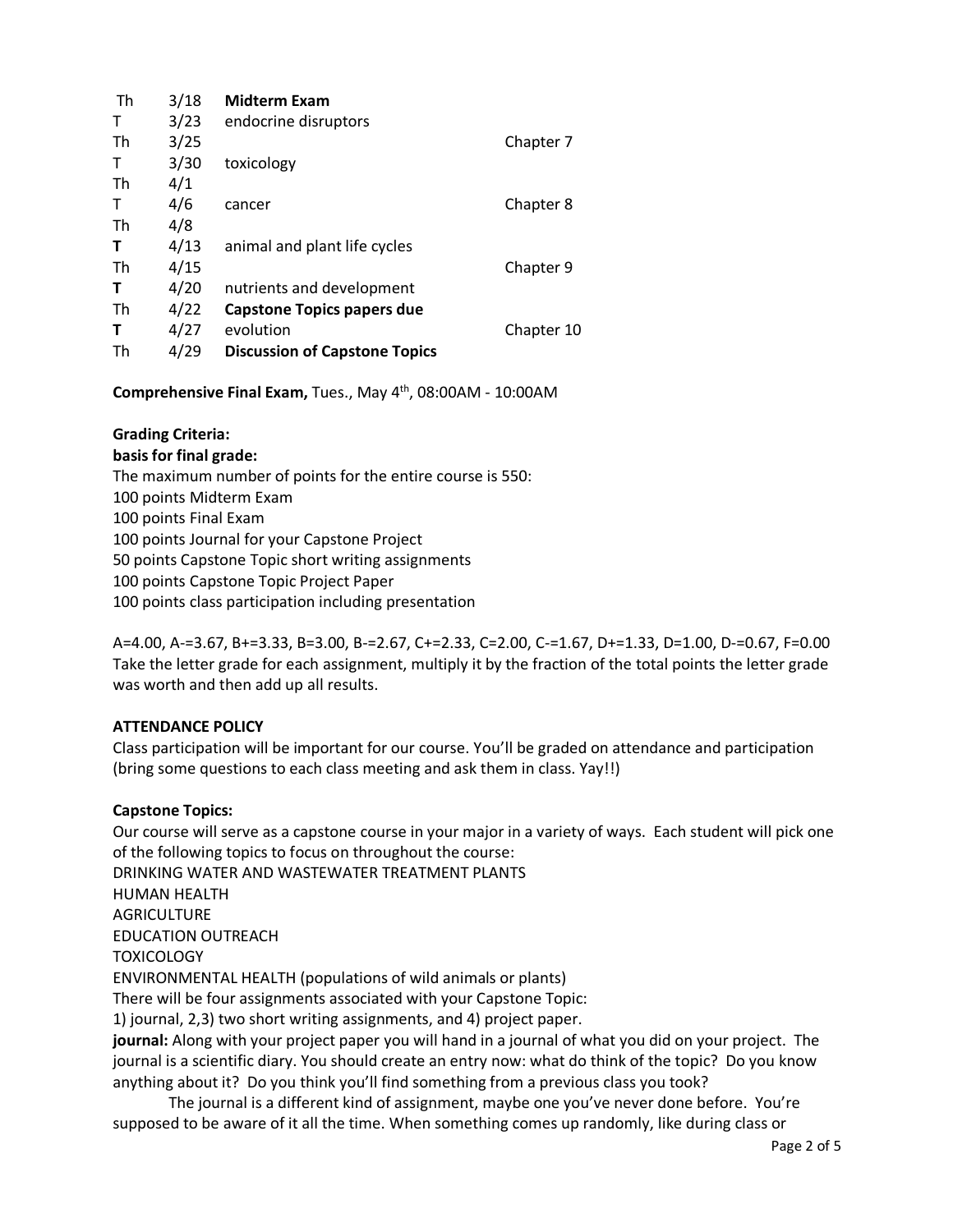| Day | Date | Topic | Reading |
|---|---|---|---|
| Th | 3/18 | **Midterm Exam** | |
| T | 3/23 | endocrine disruptors | |
| Th | 3/25 | | Chapter 7 |
| T | 3/30 | toxicology | |
| Th | 4/1 | | |
| T | 4/6 | cancer | Chapter 8 |
| Th | 4/8 | | |
| **T** | 4/13 | animal and plant life cycles | |
| Th | 4/15 | | Chapter 9 |
| **T** | 4/20 | nutrients and development | |
| Th | 4/22 | **Capstone Topics papers due** | |
| **T** | 4/27 | evolution | Chapter 10 |
| Th | 4/29 | **Discussion of Capstone Topics** | |

**Comprehensive Final Exam,** Tues., May 4th, 08:00AM - 10:00AM

**Grading Criteria:**

**basis for final grade:**

The maximum number of points for the entire course is 550:
100 points Midterm Exam
100 points Final Exam
100 points Journal for your Capstone Project
50 points Capstone Topic short writing assignments
100 points Capstone Topic Project Paper
100 points class participation including presentation

A=4.00, A-=3.67, B+=3.33, B=3.00, B-=2.67, C+=2.33, C=2.00, C-=1.67, D+=1.33, D=1.00, D-=0.67, F=0.00
Take the letter grade for each assignment, multiply it by the fraction of the total points the letter grade was worth and then add up all results.

**ATTENDANCE POLICY**

Class participation will be important for our course. You'll be graded on attendance and participation (bring some questions to each class meeting and ask them in class. Yay!!)

**Capstone Topics:**

Our course will serve as a capstone course in your major in a variety of ways. Each student will pick one of the following topics to focus on throughout the course:
DRINKING WATER AND WASTEWATER TREATMENT PLANTS
HUMAN HEALTH
AGRICULTURE
EDUCATION OUTREACH
TOXICOLOGY
ENVIRONMENTAL HEALTH (populations of wild animals or plants)
There will be four assignments associated with your Capstone Topic:
1) journal, 2,3) two short writing assignments, and 4) project paper.

**journal:** Along with your project paper you will hand in a journal of what you did on your project. The journal is a scientific diary. You should create an entry now: what do think of the topic? Do you know anything about it? Do you think you'll find something from a previous class you took?

The journal is a different kind of assignment, maybe one you've never done before. You're supposed to be aware of it all the time. When something comes up randomly, like during class or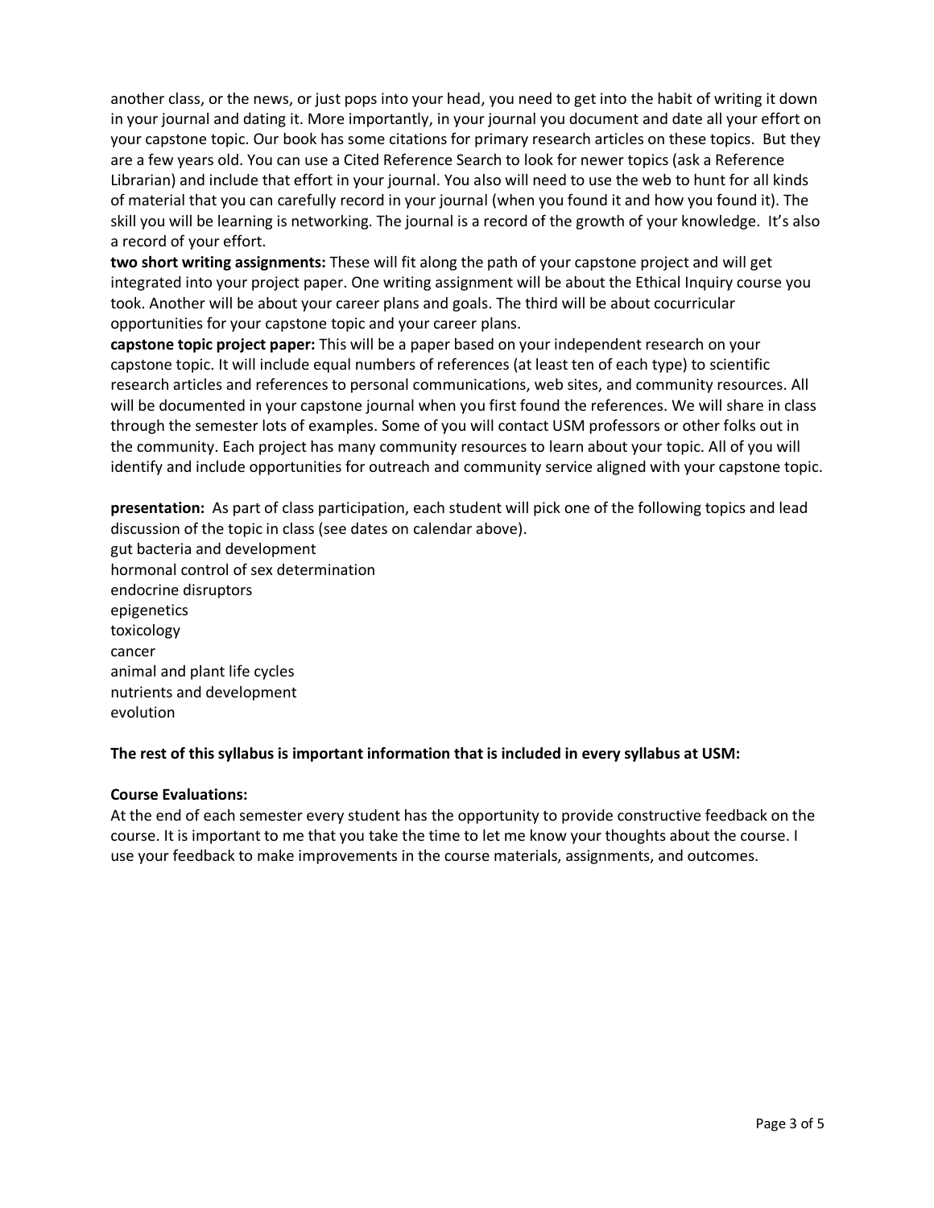another class, or the news, or just pops into your head, you need to get into the habit of writing it down in your journal and dating it. More importantly, in your journal you document and date all your effort on your capstone topic. Our book has some citations for primary research articles on these topics. But they are a few years old. You can use a Cited Reference Search to look for newer topics (ask a Reference Librarian) and include that effort in your journal. You also will need to use the web to hunt for all kinds of material that you can carefully record in your journal (when you found it and how you found it). The skill you will be learning is networking. The journal is a record of the growth of your knowledge. It's also a record of your effort.

**two short writing assignments:** These will fit along the path of your capstone project and will get integrated into your project paper. One writing assignment will be about the Ethical Inquiry course you took. Another will be about your career plans and goals. The third will be about cocurricular opportunities for your capstone topic and your career plans.

**capstone topic project paper:** This will be a paper based on your independent research on your capstone topic. It will include equal numbers of references (at least ten of each type) to scientific research articles and references to personal communications, web sites, and community resources. All will be documented in your capstone journal when you first found the references. We will share in class through the semester lots of examples. Some of you will contact USM professors or other folks out in the community. Each project has many community resources to learn about your topic. All of you will identify and include opportunities for outreach and community service aligned with your capstone topic.

**presentation:** As part of class participation, each student will pick one of the following topics and lead discussion of the topic in class (see dates on calendar above).

gut bacteria and development
hormonal control of sex determination
endocrine disruptors
epigenetics
toxicology
cancer
animal and plant life cycles
nutrients and development
evolution

**The rest of this syllabus is important information that is included in every syllabus at USM:**

**Course Evaluations:**

At the end of each semester every student has the opportunity to provide constructive feedback on the course. It is important to me that you take the time to let me know your thoughts about the course. I use your feedback to make improvements in the course materials, assignments, and outcomes.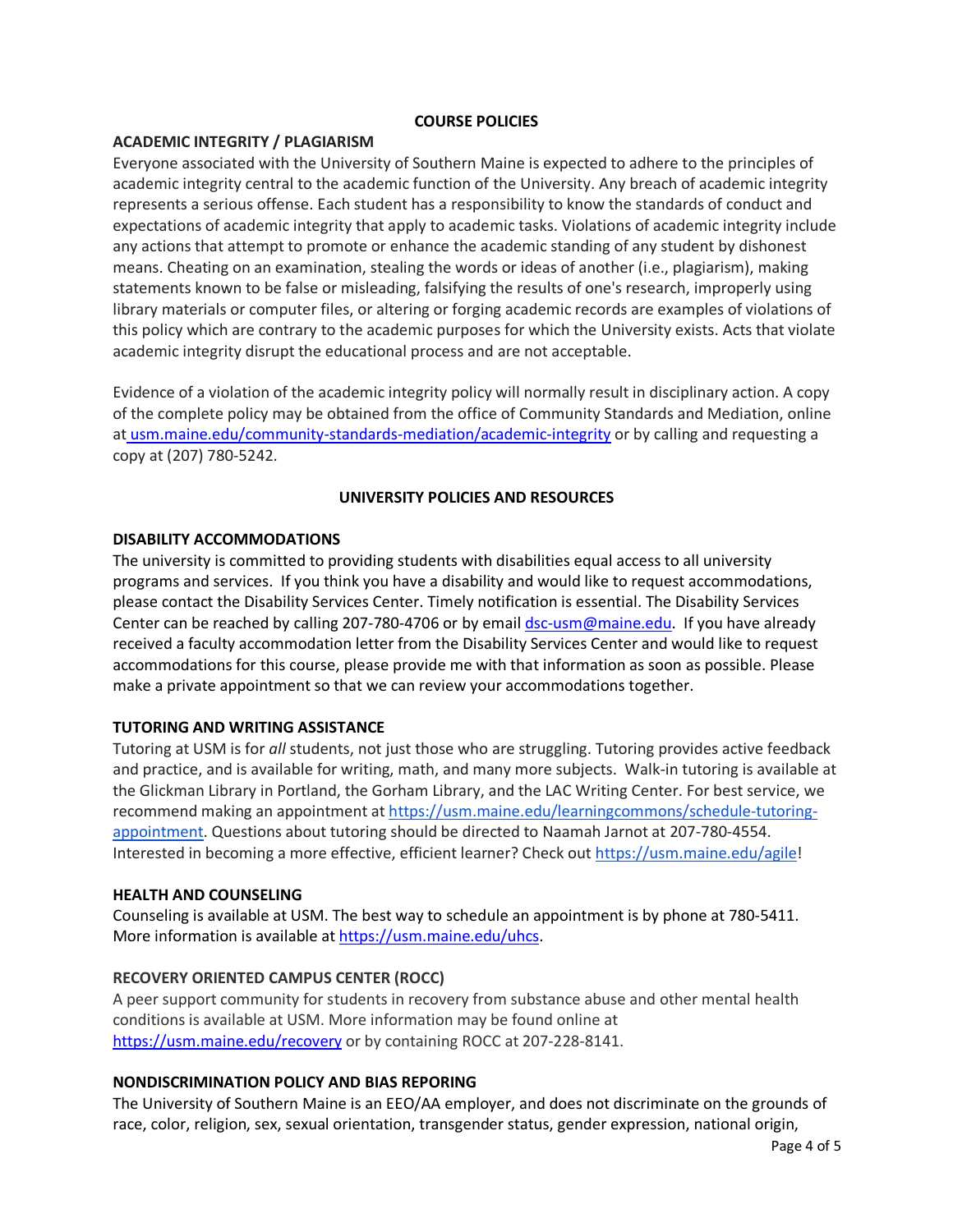## COURSE POLICIES

### ACADEMIC INTEGRITY / PLAGIARISM

Everyone associated with the University of Southern Maine is expected to adhere to the principles of academic integrity central to the academic function of the University. Any breach of academic integrity represents a serious offense. Each student has a responsibility to know the standards of conduct and expectations of academic integrity that apply to academic tasks. Violations of academic integrity include any actions that attempt to promote or enhance the academic standing of any student by dishonest means. Cheating on an examination, stealing the words or ideas of another (i.e., plagiarism), making statements known to be false or misleading, falsifying the results of one's research, improperly using library materials or computer files, or altering or forging academic records are examples of violations of this policy which are contrary to the academic purposes for which the University exists. Acts that violate academic integrity disrupt the educational process and are not acceptable.

Evidence of a violation of the academic integrity policy will normally result in disciplinary action. A copy of the complete policy may be obtained from the office of Community Standards and Mediation, online at usm.maine.edu/community-standards-mediation/academic-integrity or by calling and requesting a copy at (207) 780-5242.

## UNIVERSITY POLICIES AND RESOURCES

### DISABILITY ACCOMMODATIONS

The university is committed to providing students with disabilities equal access to all university programs and services. If you think you have a disability and would like to request accommodations, please contact the Disability Services Center. Timely notification is essential. The Disability Services Center can be reached by calling 207-780-4706 or by email dsc-usm@maine.edu. If you have already received a faculty accommodation letter from the Disability Services Center and would like to request accommodations for this course, please provide me with that information as soon as possible. Please make a private appointment so that we can review your accommodations together.

### TUTORING AND WRITING ASSISTANCE

Tutoring at USM is for *all* students, not just those who are struggling. Tutoring provides active feedback and practice, and is available for writing, math, and many more subjects. Walk-in tutoring is available at the Glickman Library in Portland, the Gorham Library, and the LAC Writing Center. For best service, we recommend making an appointment at https://usm.maine.edu/learningcommons/schedule-tutoring-appointment. Questions about tutoring should be directed to Naamah Jarnot at 207-780-4554. Interested in becoming a more effective, efficient learner? Check out https://usm.maine.edu/agile!

### HEALTH AND COUNSELING

Counseling is available at USM. The best way to schedule an appointment is by phone at 780-5411. More information is available at https://usm.maine.edu/uhcs.

### RECOVERY ORIENTED CAMPUS CENTER (ROCC)

A peer support community for students in recovery from substance abuse and other mental health conditions is available at USM. More information may be found online at https://usm.maine.edu/recovery or by containing ROCC at 207-228-8141.

### NONDISCRIMINATION POLICY AND BIAS REPORING

The University of Southern Maine is an EEO/AA employer, and does not discriminate on the grounds of race, color, religion, sex, sexual orientation, transgender status, gender expression, national origin,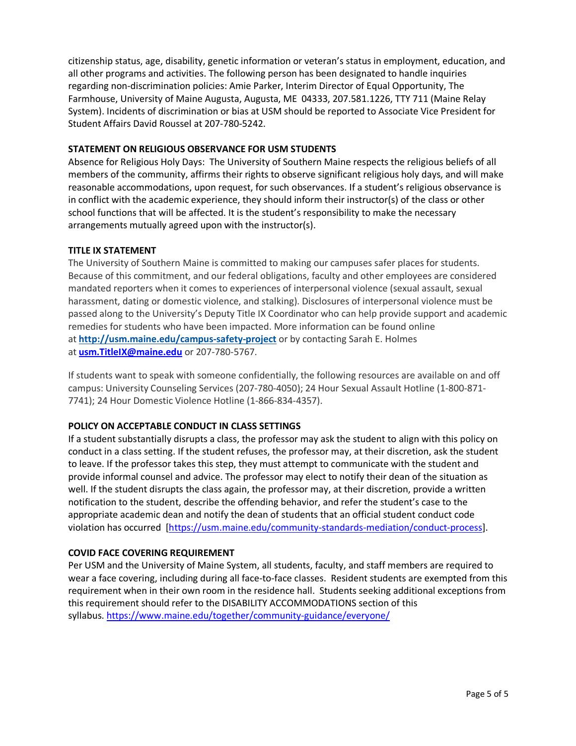citizenship status, age, disability, genetic information or veteran's status in employment, education, and all other programs and activities. The following person has been designated to handle inquiries regarding non-discrimination policies: Amie Parker, Interim Director of Equal Opportunity, The Farmhouse, University of Maine Augusta, Augusta, ME 04333, 207.581.1226, TTY 711 (Maine Relay System). Incidents of discrimination or bias at USM should be reported to Associate Vice President for Student Affairs David Roussel at 207-780-5242.

**STATEMENT ON RELIGIOUS OBSERVANCE FOR USM STUDENTS**

Absence for Religious Holy Days: The University of Southern Maine respects the religious beliefs of all members of the community, affirms their rights to observe significant religious holy days, and will make reasonable accommodations, upon request, for such observances. If a student's religious observance is in conflict with the academic experience, they should inform their instructor(s) of the class or other school functions that will be affected. It is the student's responsibility to make the necessary arrangements mutually agreed upon with the instructor(s).

**TITLE IX STATEMENT**

The University of Southern Maine is committed to making our campuses safer places for students. Because of this commitment, and our federal obligations, faculty and other employees are considered mandated reporters when it comes to experiences of interpersonal violence (sexual assault, sexual harassment, dating or domestic violence, and stalking). Disclosures of interpersonal violence must be passed along to the University's Deputy Title IX Coordinator who can help provide support and academic remedies for students who have been impacted. More information can be found online at **http://usm.maine.edu/campus-safety-project** or by contacting Sarah E. Holmes at **usm.TitleIX@maine.edu** or 207-780-5767.

If students want to speak with someone confidentially, the following resources are available on and off campus: University Counseling Services (207-780-4050); 24 Hour Sexual Assault Hotline (1-800-871-7741); 24 Hour Domestic Violence Hotline (1-866-834-4357).

**POLICY ON ACCEPTABLE CONDUCT IN CLASS SETTINGS**

If a student substantially disrupts a class, the professor may ask the student to align with this policy on conduct in a class setting. If the student refuses, the professor may, at their discretion, ask the student to leave. If the professor takes this step, they must attempt to communicate with the student and provide informal counsel and advice. The professor may elect to notify their dean of the situation as well. If the student disrupts the class again, the professor may, at their discretion, provide a written notification to the student, describe the offending behavior, and refer the student's case to the appropriate academic dean and notify the dean of students that an official student conduct code violation has occurred [https://usm.maine.edu/community-standards-mediation/conduct-process].

**COVID FACE COVERING REQUIREMENT**

Per USM and the University of Maine System, all students, faculty, and staff members are required to wear a face covering, including during all face-to-face classes. Resident students are exempted from this requirement when in their own room in the residence hall. Students seeking additional exceptions from this requirement should refer to the DISABILITY ACCOMMODATIONS section of this syllabus. https://www.maine.edu/together/community-guidance/everyone/